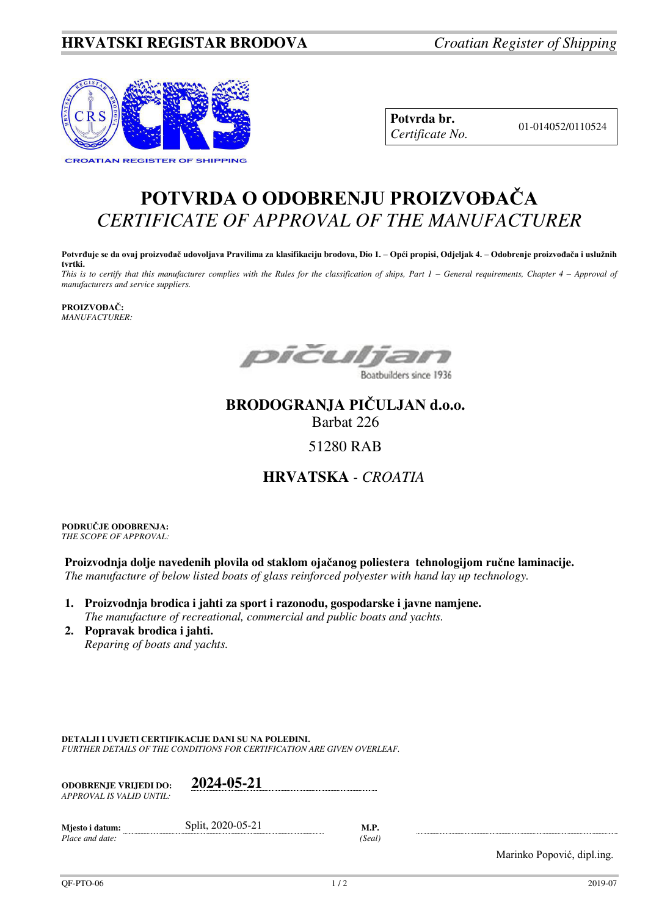**HRVATSKI REGISTAR BRODOVA** *Croatian Register of Shipping*

CROATIAN REGISTER OF SHIPPING

| **Potvrda br.** *Certificate No.* | 01-014052/0110524 |
|---|---|

# POTVRDA O ODOBRENJU PROIZVOĐAČA
## *CERTIFICATE OF APPROVAL OF THE MANUFACTURER*

**Potvrđuje se da ovaj proizvođač udovoljava Pravilima za klasifikaciju brodova, Dio 1. – Opći propisi, Odjeljak 4. – Odobrenje proizvođača i uslužnih tvrtki.**
*This is to certify that this manufacturer complies with the Rules for the classification of ships, Part 1 – General requirements, Chapter 4 – Approval of manufacturers and service suppliers.*

**PROIZVOĐAČ:**
*MANUFACTURER:*

pičuljan
Boatbuilders since 1936

**BRODOGRANJA PIČULJAN d.o.o.**
Barbat 226
51280 RAB
**HRVATSKA** - *CROATIA*

**PODRUČJE ODOBRENJA:**
*THE SCOPE OF APPROVAL:*

**Proizvodnja dolje navedenih plovila od staklom ojačanog poliestera tehnologijom ručne laminacije.**
*The manufacture of below listed boats of glass reinforced polyester with hand lay up technology.*

1. **Proizvodnja brodica i jahti za sport i razonodu, gospodarske i javne namjene.**
   *The manufacture of recreational, commercial and public boats and yachts.*
2. **Popravak brodica i jahti.**
   *Reparing of boats and yachts.*

**DETALJI I UVJETI CERTIFIKACIJE DANI SU NA POLEĐINI.**
*FURTHER DETAILS OF THE CONDITIONS FOR CERTIFICATION ARE GIVEN OVERLEAF.*

**ODOBRENJE VRIJEDI DO:** *APPROVAL IS VALID UNTIL:* **2024-05-21**

**Mjesto i datum:** *Place and date:* Split, 2020-05-21

**M.P.** *(Seal)*

Marinko Popović, dipl.ing.

QF-PTO-06 2019-07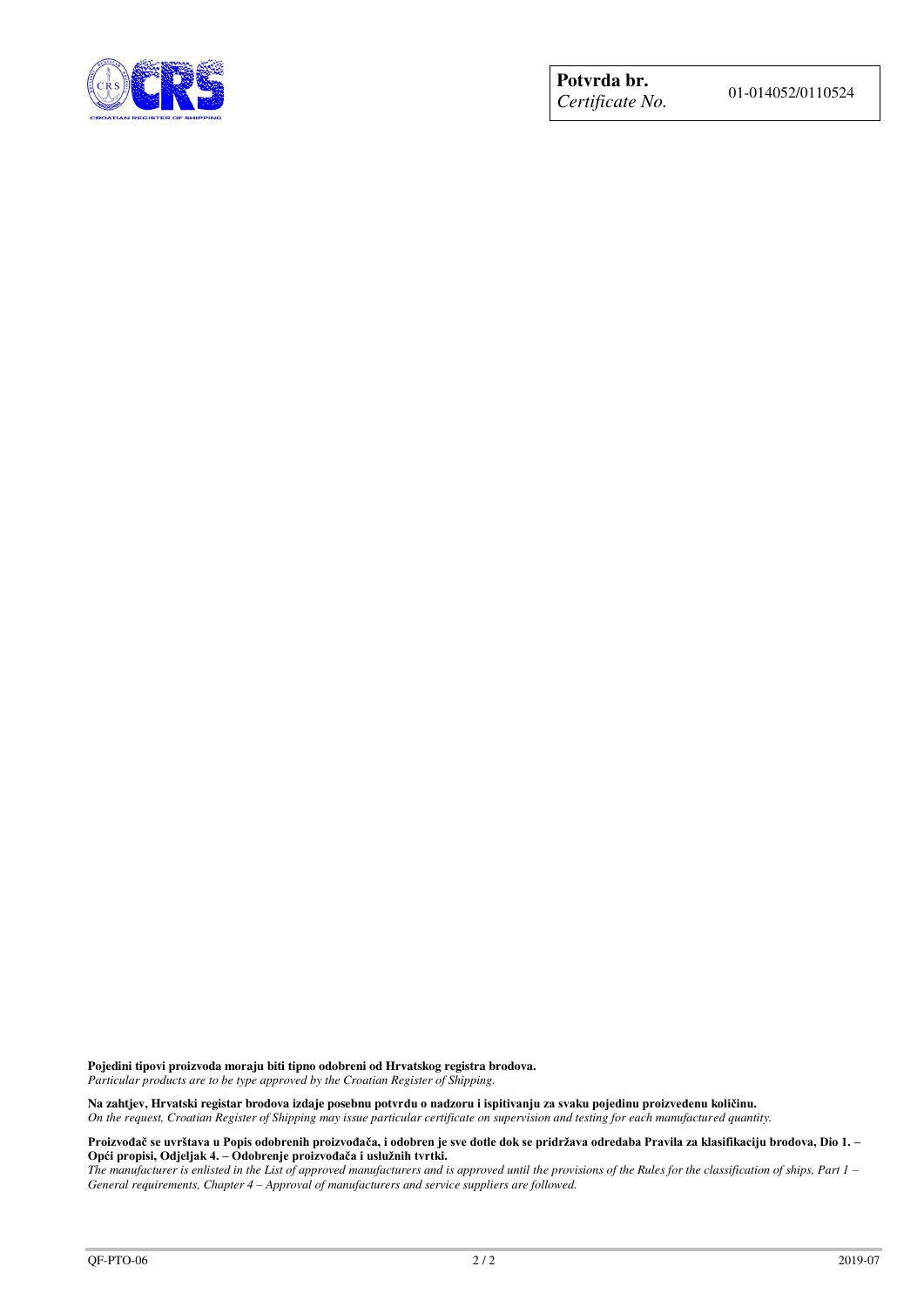| | |
|---|---|
| **Potvrda br.** *Certificate No.* | 01-014052/0110524 |

**Pojedini tipovi proizvoda moraju biti tipno odobreni od Hrvatskog registra brodova.**
*Particular products are to be type approved by the Croatian Register of Shipping.*

**Na zahtjev, Hrvatski registar brodova izdaje posebnu potvrdu o nadzoru i ispitivanju za svaku pojedinu proizvedenu količinu.**
*On the request, Croatian Register of Shipping may issue particular certificate on supervision and testing for each manufactured quantity.*

**Proizvođač se uvrštava u Popis odobrenih proizvođača, i odobren je sve dotle dok se pridržava odredaba Pravila za klasifikaciju brodova, Dio 1. – Opći propisi, Odjeljak 4. – Odobrenje proizvođača i uslužnih tvrtki.**
*The manufacturer is enlisted in the List of approved manufacturers and is approved until the provisions of the Rules for the classification of ships, Part 1 – General requirements, Chapter 4 – Approval of manufacturers and service suppliers are followed.*